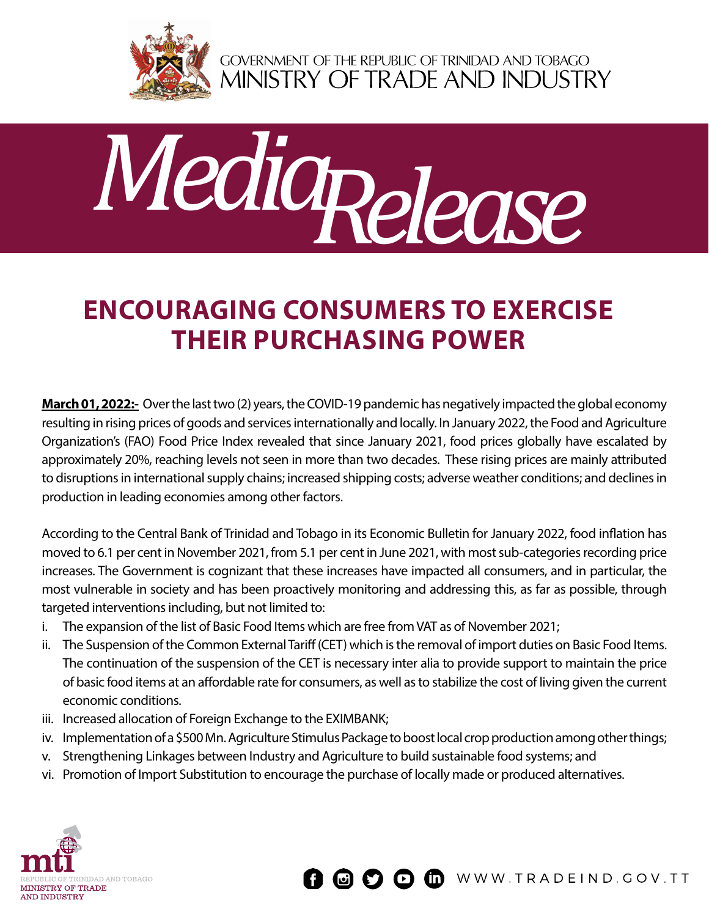GOVERNMENT OF THE REPUBLIC OF TRINIDAD AND TOBAGO
MINISTRY OF TRADE AND INDUSTRY

*Media Release*

# ENCOURAGING CONSUMERS TO EXERCISE THEIR PURCHASING POWER

**March 01, 2022:-** Over the last two (2) years, the COVID-19 pandemic has negatively impacted the global economy resulting in rising prices of goods and services internationally and locally. In January 2022, the Food and Agriculture Organization's (FAO) Food Price Index revealed that since January 2021, food prices globally have escalated by approximately 20%, reaching levels not seen in more than two decades. These rising prices are mainly attributed to disruptions in international supply chains; increased shipping costs; adverse weather conditions; and declines in production in leading economies among other factors.

According to the Central Bank of Trinidad and Tobago in its Economic Bulletin for January 2022, food inflation has moved to 6.1 per cent in November 2021, from 5.1 per cent in June 2021, with most sub-categories recording price increases. The Government is cognizant that these increases have impacted all consumers, and in particular, the most vulnerable in society and has been proactively monitoring and addressing this, as far as possible, through targeted interventions including, but not limited to:

i. The expansion of the list of Basic Food Items which are free from VAT as of November 2021;

ii. The Suspension of the Common External Tariff (CET) which is the removal of import duties on Basic Food Items. The continuation of the suspension of the CET is necessary inter alia to provide support to maintain the price of basic food items at an affordable rate for consumers, as well as to stabilize the cost of living given the current economic conditions.

iii. Increased allocation of Foreign Exchange to the EXIMBANK;

iv. Implementation of a $500 Mn. Agriculture Stimulus Package to boost local crop production among other things;

v. Strengthening Linkages between Industry and Agriculture to build sustainable food systems; and

vi. Promotion of Import Substitution to encourage the purchase of locally made or produced alternatives.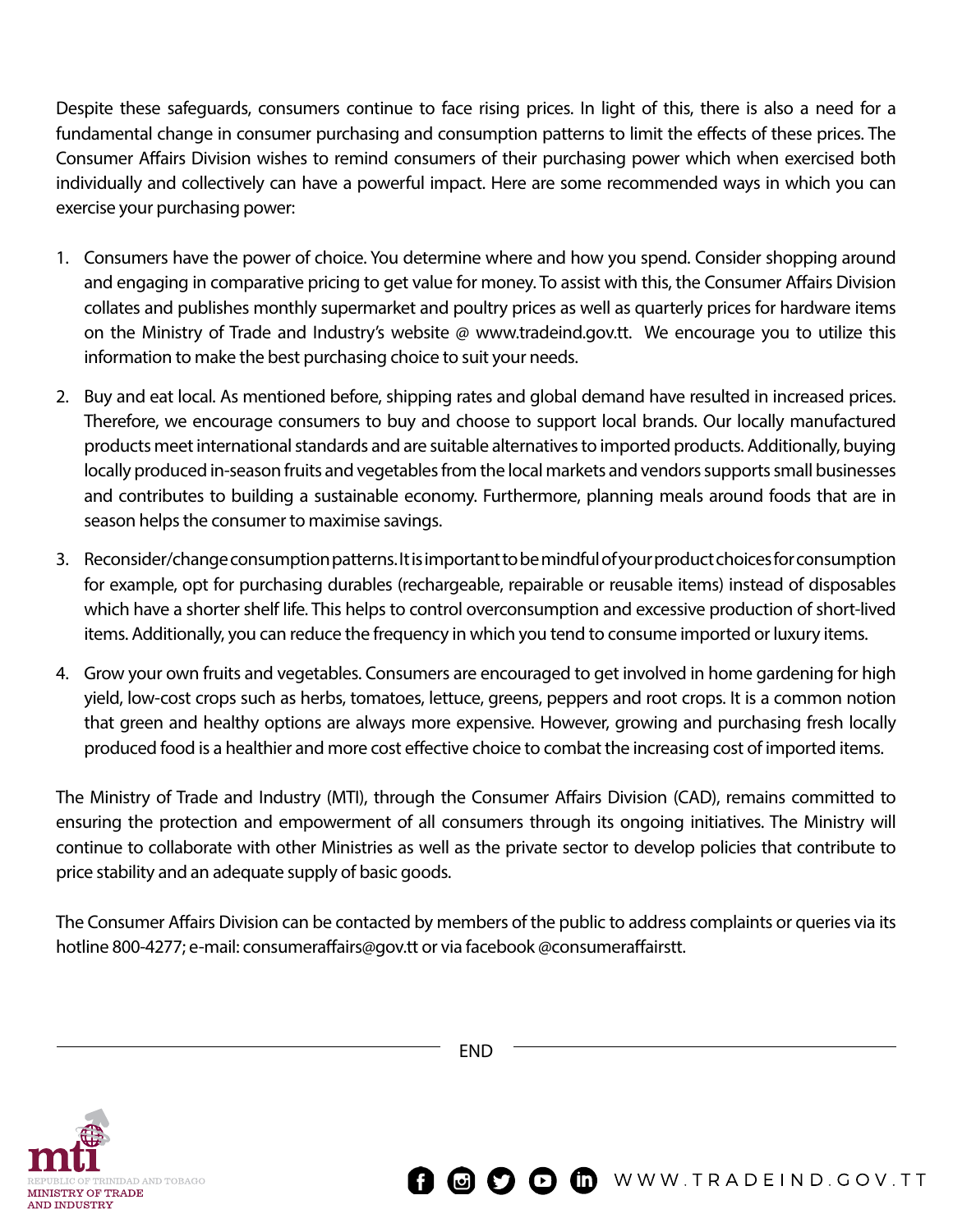Despite these safeguards, consumers continue to face rising prices. In light of this, there is also a need for a fundamental change in consumer purchasing and consumption patterns to limit the effects of these prices. The Consumer Affairs Division wishes to remind consumers of their purchasing power which when exercised both individually and collectively can have a powerful impact. Here are some recommended ways in which you can exercise your purchasing power:

1. Consumers have the power of choice. You determine where and how you spend. Consider shopping around and engaging in comparative pricing to get value for money. To assist with this, the Consumer Affairs Division collates and publishes monthly supermarket and poultry prices as well as quarterly prices for hardware items on the Ministry of Trade and Industry's website @ www.tradeind.gov.tt. We encourage you to utilize this information to make the best purchasing choice to suit your needs.

2. Buy and eat local. As mentioned before, shipping rates and global demand have resulted in increased prices. Therefore, we encourage consumers to buy and choose to support local brands. Our locally manufactured products meet international standards and are suitable alternatives to imported products. Additionally, buying locally produced in-season fruits and vegetables from the local markets and vendors supports small businesses and contributes to building a sustainable economy. Furthermore, planning meals around foods that are in season helps the consumer to maximise savings.

3. Reconsider/change consumption patterns. It is important to be mindful of your product choices for consumption for example, opt for purchasing durables (rechargeable, repairable or reusable items) instead of disposables which have a shorter shelf life. This helps to control overconsumption and excessive production of short-lived items. Additionally, you can reduce the frequency in which you tend to consume imported or luxury items.

4. Grow your own fruits and vegetables. Consumers are encouraged to get involved in home gardening for high yield, low-cost crops such as herbs, tomatoes, lettuce, greens, peppers and root crops. It is a common notion that green and healthy options are always more expensive. However, growing and purchasing fresh locally produced food is a healthier and more cost effective choice to combat the increasing cost of imported items.

The Ministry of Trade and Industry (MTI), through the Consumer Affairs Division (CAD), remains committed to ensuring the protection and empowerment of all consumers through its ongoing initiatives. The Ministry will continue to collaborate with other Ministries as well as the private sector to develop policies that contribute to price stability and an adequate supply of basic goods.

The Consumer Affairs Division can be contacted by members of the public to address complaints or queries via its hotline 800-4277; e-mail: consumeraffairs@gov.tt or via facebook @consumeraffairstt.

END

mti
REPUBLIC OF TRINIDAD AND TOBAGO
MINISTRY OF TRADE
AND INDUSTRY

WWW.TRADEIND.GOV.TT